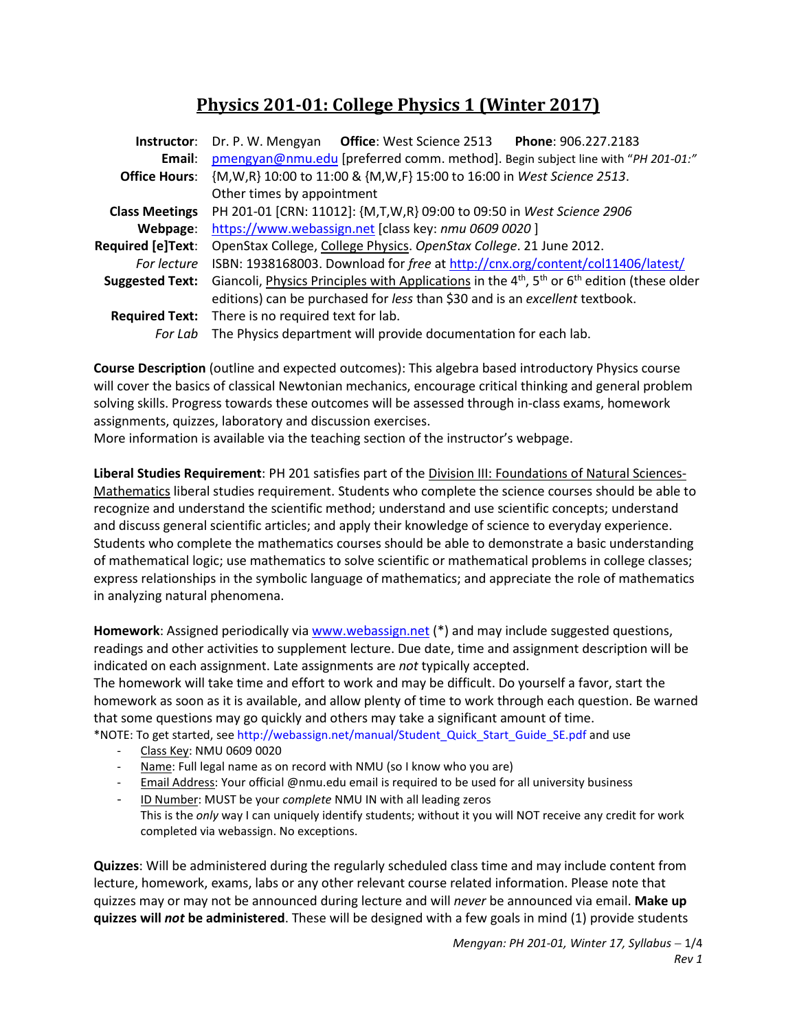# Physics 201-01: College Physics 1 (Winter 2017)

**Instructor**: Dr. P. W. Mengyan **Office**: West Science 2513 **Phone**: 906.227.2183
**Email**: pmengyan@nmu.edu [preferred comm. method]. Begin subject line with "*PH 201-01:*"
**Office Hours**: {M,W,R} 10:00 to 11:00 & {M,W,F} 15:00 to 16:00 in *West Science 2513*.
Other times by appointment
**Class Meetings** PH 201-01 [CRN: 11012]: {M,T,W,R} 09:00 to 09:50 in *West Science 2906*
**Webpage**: https://www.webassign.net [class key: *nmu 0609 0020* ]
**Required [e]Text**: OpenStax College, College Physics. *OpenStax College*. 21 June 2012.
*For lecture* ISBN: 1938168003. Download for *free* at http://cnx.org/content/col11406/latest/
**Suggested Text**: Giancoli, Physics Principles with Applications in the 4th, 5th or 6th edition (these older editions) can be purchased for *less* than $30 and is an *excellent* textbook.
**Required Text**: There is no required text for lab.
*For Lab* The Physics department will provide documentation for each lab.

**Course Description** (outline and expected outcomes): This algebra based introductory Physics course will cover the basics of classical Newtonian mechanics, encourage critical thinking and general problem solving skills. Progress towards these outcomes will be assessed through in-class exams, homework assignments, quizzes, laboratory and discussion exercises.
More information is available via the teaching section of the instructor's webpage.

**Liberal Studies Requirement**: PH 201 satisfies part of the Division III: Foundations of Natural Sciences-Mathematics liberal studies requirement. Students who complete the science courses should be able to recognize and understand the scientific method; understand and use scientific concepts; understand and discuss general scientific articles; and apply their knowledge of science to everyday experience. Students who complete the mathematics courses should be able to demonstrate a basic understanding of mathematical logic; use mathematics to solve scientific or mathematical problems in college classes; express relationships in the symbolic language of mathematics; and appreciate the role of mathematics in analyzing natural phenomena.

**Homework**: Assigned periodically via www.webassign.net (*) and may include suggested questions, readings and other activities to supplement lecture. Due date, time and assignment description will be indicated on each assignment. Late assignments are *not* typically accepted.
The homework will take time and effort to work and may be difficult. Do yourself a favor, start the homework as soon as it is available, and allow plenty of time to work through each question. Be warned that some questions may go quickly and others may take a significant amount of time.
*NOTE: To get started, see http://webassign.net/manual/Student_Quick_Start_Guide_SE.pdf and use

- Class Key: NMU 0609 0020
- Name: Full legal name as on record with NMU (so I know who you are)
- Email Address: Your official @nmu.edu email is required to be used for all university business
- ID Number: MUST be your *complete* NMU IN with all leading zeros
  This is the *only* way I can uniquely identify students; without it you will NOT receive any credit for work completed via webassign. No exceptions.

**Quizzes**: Will be administered during the regularly scheduled class time and may include content from lecture, homework, exams, labs or any other relevant course related information. Please note that quizzes may or may not be announced during lecture and will *never* be announced via email. **Make up quizzes will *not* be administered**. These will be designed with a few goals in mind (1) provide students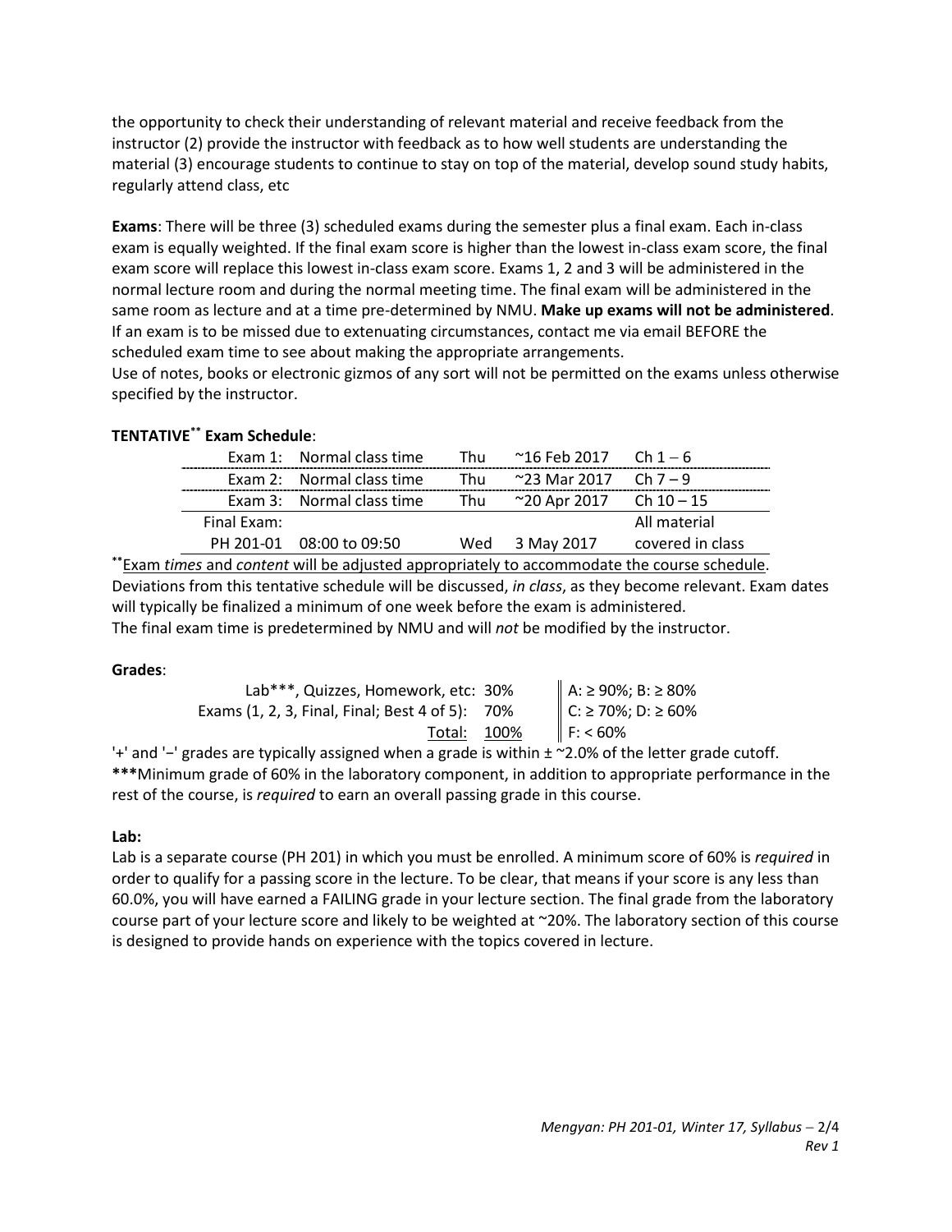the opportunity to check their understanding of relevant material and receive feedback from the instructor (2) provide the instructor with feedback as to how well students are understanding the material (3) encourage students to continue to stay on top of the material, develop sound study habits, regularly attend class, etc

**Exams**: There will be three (3) scheduled exams during the semester plus a final exam. Each in-class exam is equally weighted. If the final exam score is higher than the lowest in-class exam score, the final exam score will replace this lowest in-class exam score. Exams 1, 2 and 3 will be administered in the normal lecture room and during the normal meeting time. The final exam will be administered in the same room as lecture and at a time pre-determined by NMU. **Make up exams will not be administered**. If an exam is to be missed due to extenuating circumstances, contact me via email BEFORE the scheduled exam time to see about making the appropriate arrangements.
Use of notes, books or electronic gizmos of any sort will not be permitted on the exams unless otherwise specified by the instructor.

**TENTATIVE\*\* Exam Schedule**:

| | | | | |
|---|---|---|---|---|
| Exam 1: | Normal class time | Thu | ~16 Feb 2017 | Ch 1 – 6 |
| Exam 2: | Normal class time | Thu | ~23 Mar 2017 | Ch 7 – 9 |
| Exam 3: | Normal class time | Thu | ~20 Apr 2017 | Ch 10 – 15 |
| Final Exam: | | | | All material |
| PH 201-01 | 08:00 to 09:50 | Wed | 3 May 2017 | covered in class |

\*\*Exam *times* and *content* will be adjusted appropriately to accommodate the course schedule.
Deviations from this tentative schedule will be discussed, *in class*, as they become relevant. Exam dates will typically be finalized a minimum of one week before the exam is administered.
The final exam time is predetermined by NMU and will *not* be modified by the instructor.

**Grades**:

| | | |
|---|---|---|
| Lab\*\*\*, Quizzes, Homework, etc: | 30% | A: ≥ 90%; B: ≥ 80% |
| Exams (1, 2, 3, Final, Final; Best 4 of 5): | 70% | C: ≥ 70%; D: ≥ 60% |
| Total: | 100% | F: < 60% |

'+' and '−' grades are typically assigned when a grade is within ± ~2.0% of the letter grade cutoff.
**\*\*\***Minimum grade of 60% in the laboratory component, in addition to appropriate performance in the rest of the course, is *required* to earn an overall passing grade in this course.

**Lab:**
Lab is a separate course (PH 201) in which you must be enrolled. A minimum score of 60% is *required* in order to qualify for a passing score in the lecture. To be clear, that means if your score is any less than 60.0%, you will have earned a FAILING grade in your lecture section. The final grade from the laboratory course part of your lecture score and likely to be weighted at ~20%. The laboratory section of this course is designed to provide hands on experience with the topics covered in lecture.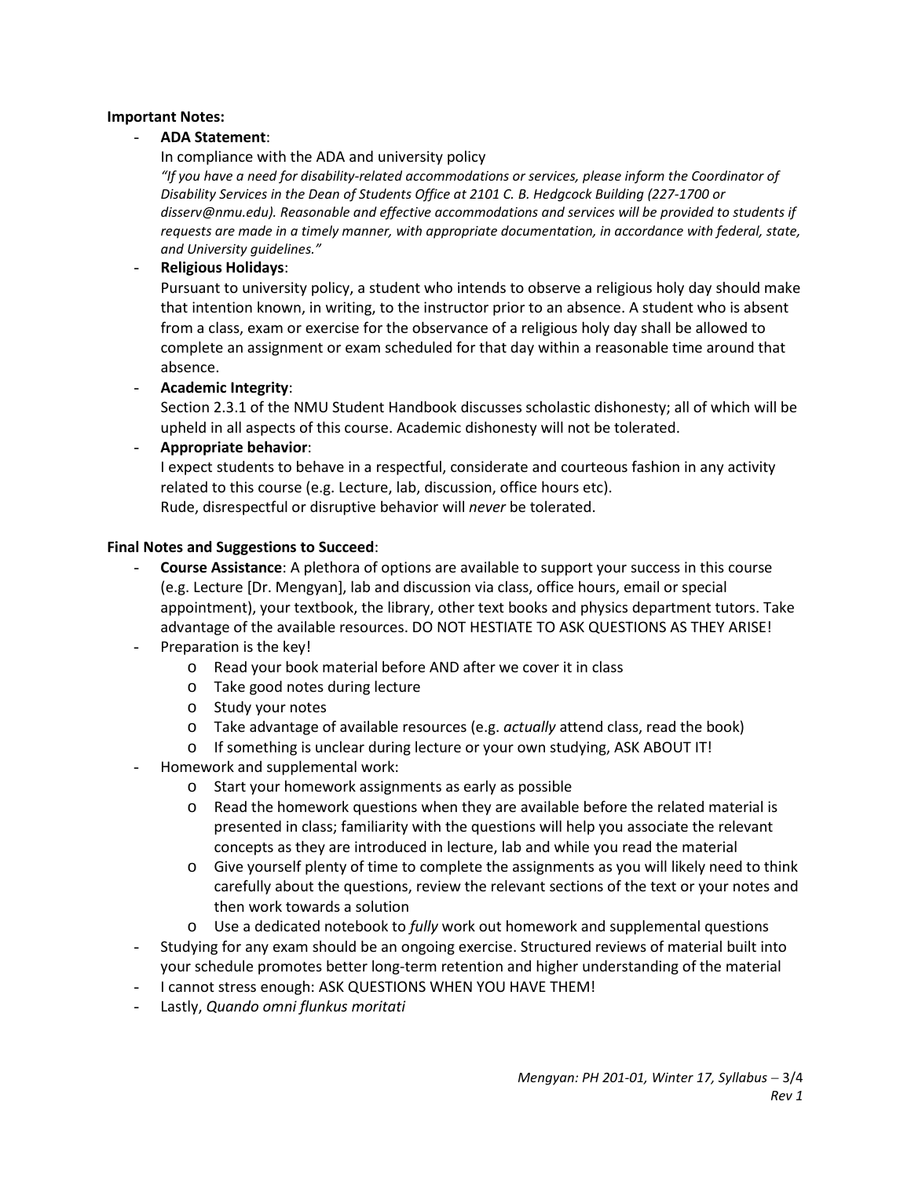**Important Notes:**

- **ADA Statement**:
  In compliance with the ADA and university policy
  *"If you have a need for disability-related accommodations or services, please inform the Coordinator of Disability Services in the Dean of Students Office at 2101 C. B. Hedgcock Building (227-1700 or disserv@nmu.edu). Reasonable and effective accommodations and services will be provided to students if requests are made in a timely manner, with appropriate documentation, in accordance with federal, state, and University guidelines."*
- **Religious Holidays**:
  Pursuant to university policy, a student who intends to observe a religious holy day should make that intention known, in writing, to the instructor prior to an absence. A student who is absent from a class, exam or exercise for the observance of a religious holy day shall be allowed to complete an assignment or exam scheduled for that day within a reasonable time around that absence.
- **Academic Integrity**:
  Section 2.3.1 of the NMU Student Handbook discusses scholastic dishonesty; all of which will be upheld in all aspects of this course. Academic dishonesty will not be tolerated.
- **Appropriate behavior**:
  I expect students to behave in a respectful, considerate and courteous fashion in any activity related to this course (e.g. Lecture, lab, discussion, office hours etc).
  Rude, disrespectful or disruptive behavior will *never* be tolerated.

**Final Notes and Suggestions to Succeed**:

- **Course Assistance**: A plethora of options are available to support your success in this course (e.g. Lecture [Dr. Mengyan], lab and discussion via class, office hours, email or special appointment), your textbook, the library, other text books and physics department tutors. Take advantage of the available resources. DO NOT HESTIATE TO ASK QUESTIONS AS THEY ARISE!
- Preparation is the key!
  - Read your book material before AND after we cover it in class
  - Take good notes during lecture
  - Study your notes
  - Take advantage of available resources (e.g. *actually* attend class, read the book)
  - If something is unclear during lecture or your own studying, ASK ABOUT IT!
- Homework and supplemental work:
  - Start your homework assignments as early as possible
  - Read the homework questions when they are available before the related material is presented in class; familiarity with the questions will help you associate the relevant concepts as they are introduced in lecture, lab and while you read the material
  - Give yourself plenty of time to complete the assignments as you will likely need to think carefully about the questions, review the relevant sections of the text or your notes and then work towards a solution
  - Use a dedicated notebook to *fully* work out homework and supplemental questions
- Studying for any exam should be an ongoing exercise. Structured reviews of material built into your schedule promotes better long-term retention and higher understanding of the material
- I cannot stress enough: ASK QUESTIONS WHEN YOU HAVE THEM!
- Lastly, *Quando omni flunkus moritati*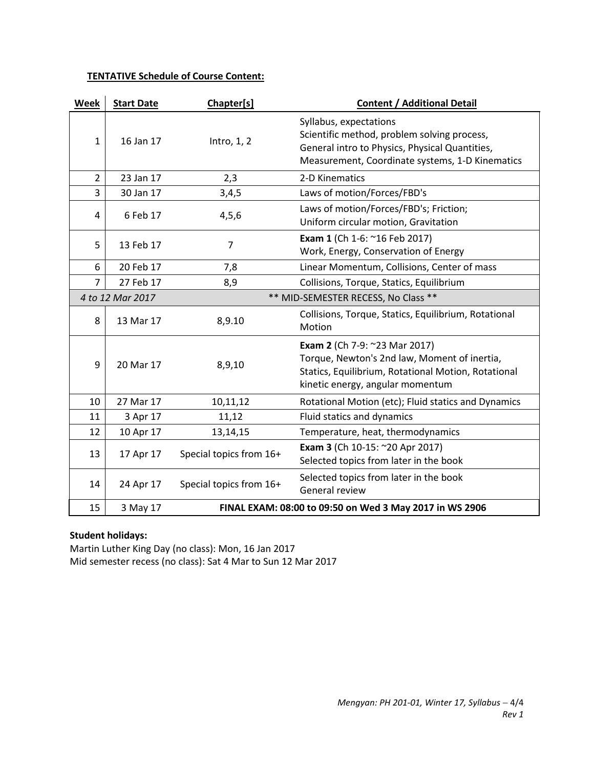**TENTATIVE Schedule of Course Content:**

| Week | Start Date | Chapter[s] | Content / Additional Detail |
|---|---|---|---|
| 1 | 16 Jan 17 | Intro, 1, 2 | Syllabus, expectations<br>Scientific method, problem solving process,<br>General intro to Physics, Physical Quantities,<br>Measurement, Coordinate systems, 1-D Kinematics |
| 2 | 23 Jan 17 | 2,3 | 2-D Kinematics |
| 3 | 30 Jan 17 | 3,4,5 | Laws of motion/Forces/FBD's |
| 4 | 6 Feb 17 | 4,5,6 | Laws of motion/Forces/FBD's; Friction;<br>Uniform circular motion, Gravitation |
| 5 | 13 Feb 17 | 7 | **Exam 1** (Ch 1-6: ~16 Feb 2017)<br>Work, Energy, Conservation of Energy |
| 6 | 20 Feb 17 | 7,8 | Linear Momentum, Collisions, Center of mass |
| 7 | 27 Feb 17 | 8,9 | Collisions, Torque, Statics, Equilibrium |
| *4 to 12 Mar 2017* | | | ** MID-SEMESTER RECESS, No Class ** |
| 8 | 13 Mar 17 | 8,9.10 | Collisions, Torque, Statics, Equilibrium, Rotational Motion |
| 9 | 20 Mar 17 | 8,9,10 | **Exam 2** (Ch 7-9: ~23 Mar 2017)<br>Torque, Newton's 2nd law, Moment of inertia,<br>Statics, Equilibrium, Rotational Motion, Rotational kinetic energy, angular momentum |
| 10 | 27 Mar 17 | 10,11,12 | Rotational Motion (etc); Fluid statics and Dynamics |
| 11 | 3 Apr 17 | 11,12 | Fluid statics and dynamics |
| 12 | 10 Apr 17 | 13,14,15 | Temperature, heat, thermodynamics |
| 13 | 17 Apr 17 | Special topics from 16+ | **Exam 3** (Ch 10-15: ~20 Apr 2017)<br>Selected topics from later in the book |
| 14 | 24 Apr 17 | Special topics from 16+ | Selected topics from later in the book<br>General review |
| 15 | 3 May 17 | **FINAL EXAM: 08:00 to 09:50 on Wed 3 May 2017 in WS 2906** | |

**Student holidays:**

Martin Luther King Day (no class): Mon, 16 Jan 2017
Mid semester recess (no class): Sat 4 Mar to Sun 12 Mar 2017